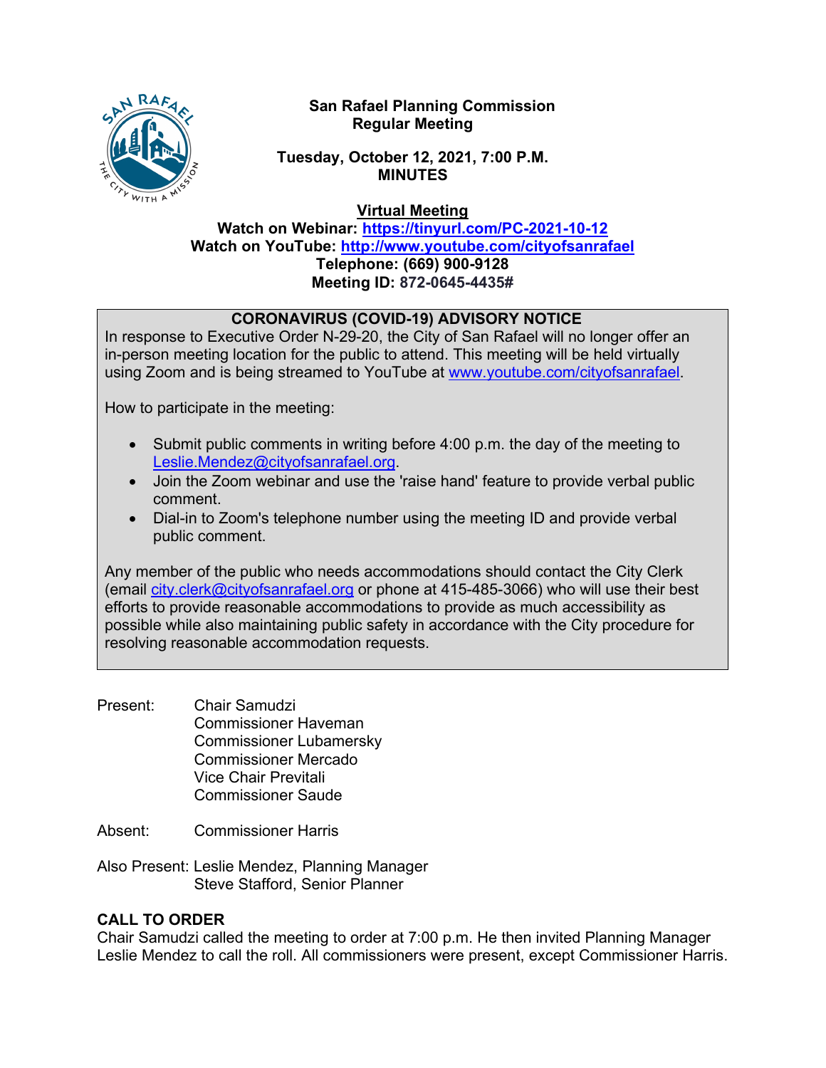# San Rafael Planning Commission
## Regular Meeting

**Tuesday, October 12, 2021, 7:00 P.M.**
**MINUTES**

**Virtual Meeting**
**Watch on Webinar: https://tinyurl.com/PC-2021-10-12**
**Watch on YouTube: http://www.youtube.com/cityofsanrafael**
**Telephone: (669) 900-9128**
**Meeting ID: 872-0645-4435#**

---

**CORONAVIRUS (COVID-19) ADVISORY NOTICE**

In response to Executive Order N-29-20, the City of San Rafael will no longer offer an in-person meeting location for the public to attend. This meeting will be held virtually using Zoom and is being streamed to YouTube at www.youtube.com/cityofsanrafael.

How to participate in the meeting:

- Submit public comments in writing before 4:00 p.m. the day of the meeting to Leslie.Mendez@cityofsanrafael.org.
- Join the Zoom webinar and use the 'raise hand' feature to provide verbal public comment.
- Dial-in to Zoom's telephone number using the meeting ID and provide verbal public comment.

Any member of the public who needs accommodations should contact the City Clerk (email city.clerk@cityofsanrafael.org or phone at 415-485-3066) who will use their best efforts to provide reasonable accommodations to provide as much accessibility as possible while also maintaining public safety in accordance with the City procedure for resolving reasonable accommodation requests.

---

Present: Chair Samudzi
Commissioner Haveman
Commissioner Lubamersky
Commissioner Mercado
Vice Chair Previtali
Commissioner Saude

Absent: Commissioner Harris

Also Present: Leslie Mendez, Planning Manager
Steve Stafford, Senior Planner

**CALL TO ORDER**

Chair Samudzi called the meeting to order at 7:00 p.m. He then invited Planning Manager Leslie Mendez to call the roll. All commissioners were present, except Commissioner Harris.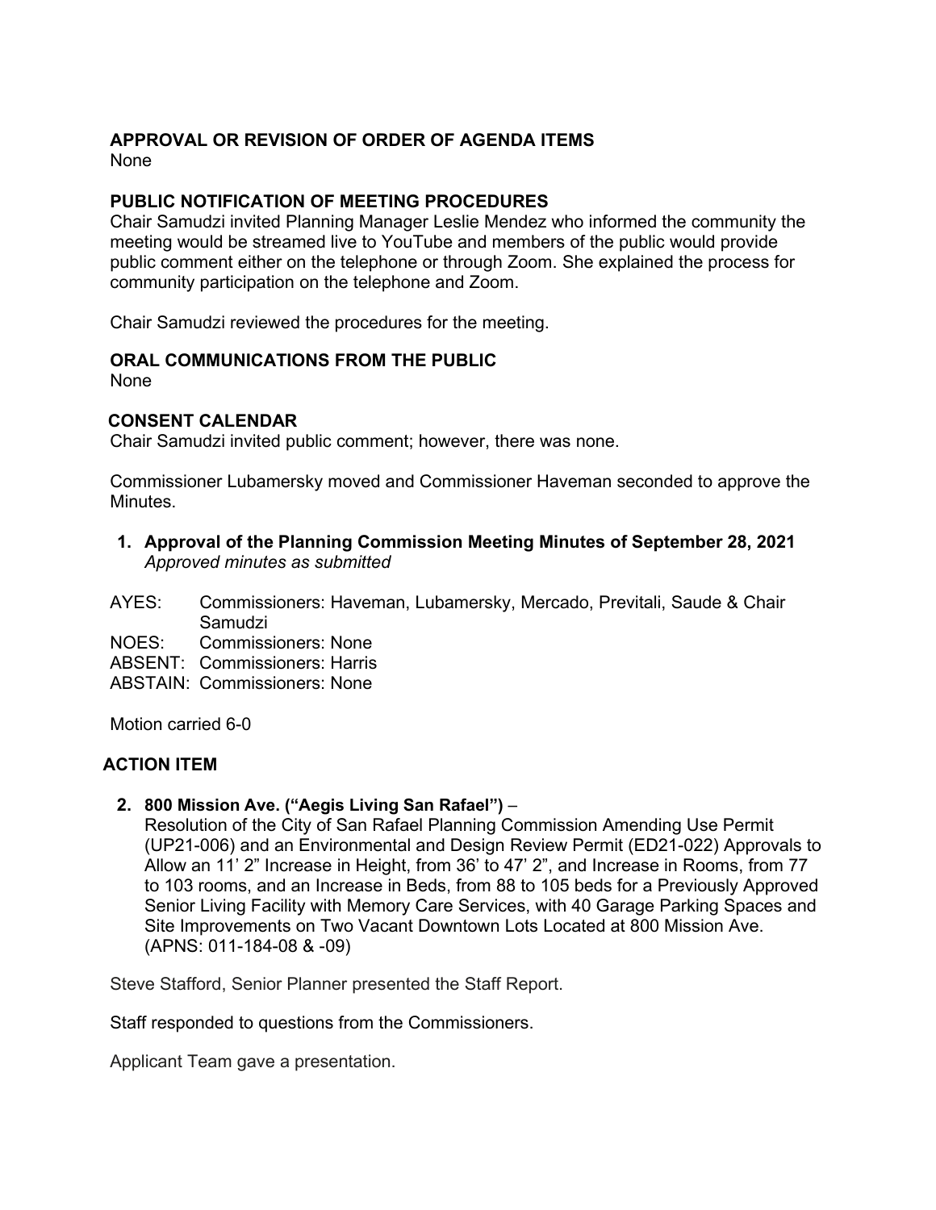**APPROVAL OR REVISION OF ORDER OF AGENDA ITEMS**
None

**PUBLIC NOTIFICATION OF MEETING PROCEDURES**
Chair Samudzi invited Planning Manager Leslie Mendez who informed the community the meeting would be streamed live to YouTube and members of the public would provide public comment either on the telephone or through Zoom. She explained the process for community participation on the telephone and Zoom.

Chair Samudzi reviewed the procedures for the meeting.

**ORAL COMMUNICATIONS FROM THE PUBLIC**
None

**CONSENT CALENDAR**
Chair Samudzi invited public comment; however, there was none.

Commissioner Lubamersky moved and Commissioner Haveman seconded to approve the Minutes.

1. **Approval of the Planning Commission Meeting Minutes of September 28, 2021**
   *Approved minutes as submitted*

AYES: Commissioners: Haveman, Lubamersky, Mercado, Previtali, Saude & Chair Samudzi
NOES: Commissioners: None
ABSENT: Commissioners: Harris
ABSTAIN: Commissioners: None

Motion carried 6-0

**ACTION ITEM**

2. **800 Mission Ave. ("Aegis Living San Rafael")** –
   Resolution of the City of San Rafael Planning Commission Amending Use Permit (UP21-006) and an Environmental and Design Review Permit (ED21-022) Approvals to Allow an 11' 2" Increase in Height, from 36' to 47' 2", and Increase in Rooms, from 77 to 103 rooms, and an Increase in Beds, from 88 to 105 beds for a Previously Approved Senior Living Facility with Memory Care Services, with 40 Garage Parking Spaces and Site Improvements on Two Vacant Downtown Lots Located at 800 Mission Ave. (APNS: 011-184-08 & -09)

Steve Stafford, Senior Planner presented the Staff Report.

Staff responded to questions from the Commissioners.

Applicant Team gave a presentation.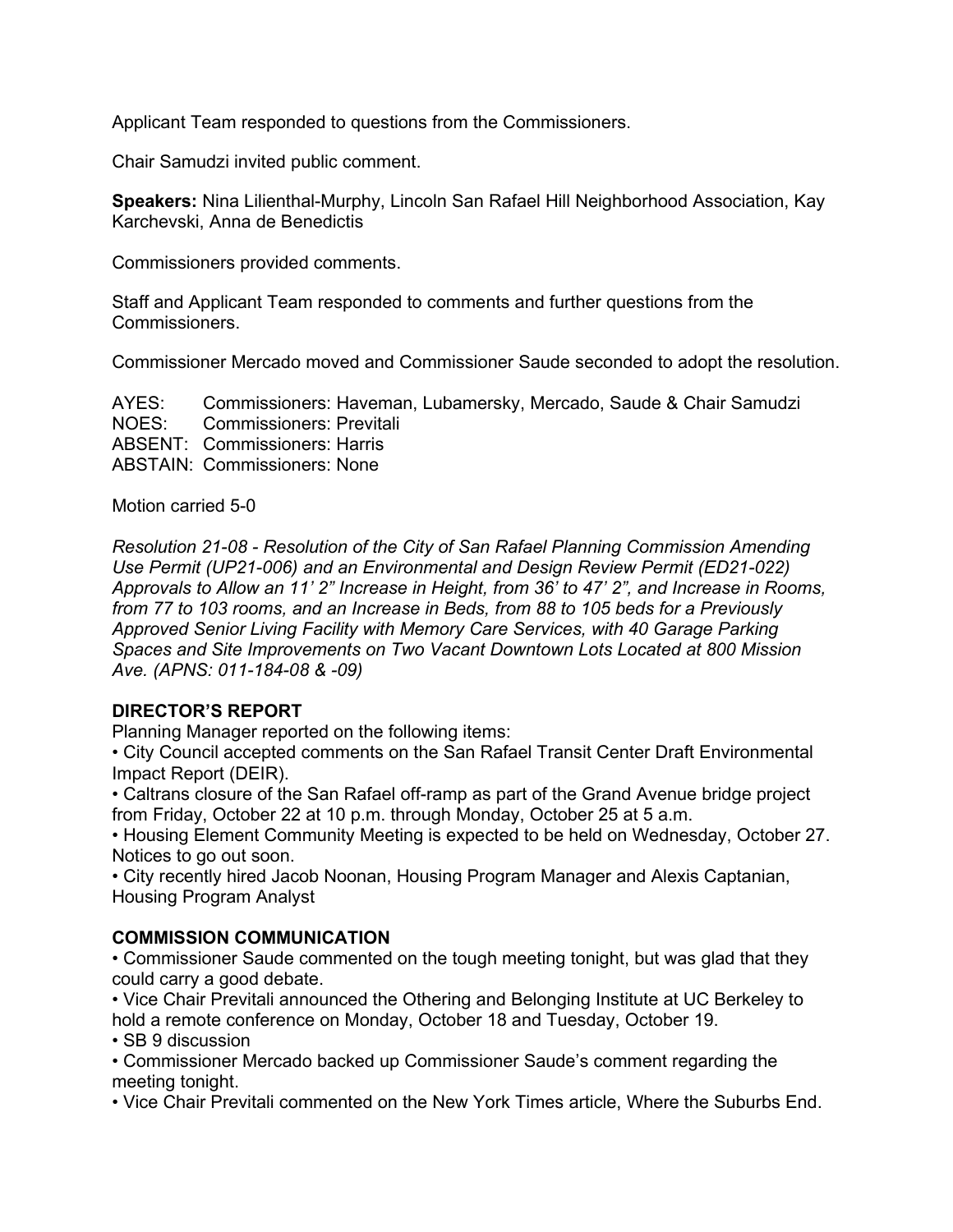Applicant Team responded to questions from the Commissioners.

Chair Samudzi invited public comment.

**Speakers:** Nina Lilienthal-Murphy, Lincoln San Rafael Hill Neighborhood Association, Kay Karchevski, Anna de Benedictis

Commissioners provided comments.

Staff and Applicant Team responded to comments and further questions from the Commissioners.

Commissioner Mercado moved and Commissioner Saude seconded to adopt the resolution.

AYES: Commissioners: Haveman, Lubamersky, Mercado, Saude & Chair Samudzi
NOES: Commissioners: Previtali
ABSENT: Commissioners: Harris
ABSTAIN: Commissioners: None

Motion carried 5-0

*Resolution 21-08 - Resolution of the City of San Rafael Planning Commission Amending Use Permit (UP21-006) and an Environmental and Design Review Permit (ED21-022) Approvals to Allow an 11' 2" Increase in Height, from 36' to 47' 2", and Increase in Rooms, from 77 to 103 rooms, and an Increase in Beds, from 88 to 105 beds for a Previously Approved Senior Living Facility with Memory Care Services, with 40 Garage Parking Spaces and Site Improvements on Two Vacant Downtown Lots Located at 800 Mission Ave. (APNS: 011-184-08 & -09)*

**DIRECTOR'S REPORT**

Planning Manager reported on the following items:

- City Council accepted comments on the San Rafael Transit Center Draft Environmental Impact Report (DEIR).
- Caltrans closure of the San Rafael off-ramp as part of the Grand Avenue bridge project from Friday, October 22 at 10 p.m. through Monday, October 25 at 5 a.m.
- Housing Element Community Meeting is expected to be held on Wednesday, October 27. Notices to go out soon.
- City recently hired Jacob Noonan, Housing Program Manager and Alexis Captanian, Housing Program Analyst

**COMMISSION COMMUNICATION**

- Commissioner Saude commented on the tough meeting tonight, but was glad that they could carry a good debate.
- Vice Chair Previtali announced the Othering and Belonging Institute at UC Berkeley to hold a remote conference on Monday, October 18 and Tuesday, October 19.
- SB 9 discussion
- Commissioner Mercado backed up Commissioner Saude's comment regarding the meeting tonight.
- Vice Chair Previtali commented on the New York Times article, Where the Suburbs End.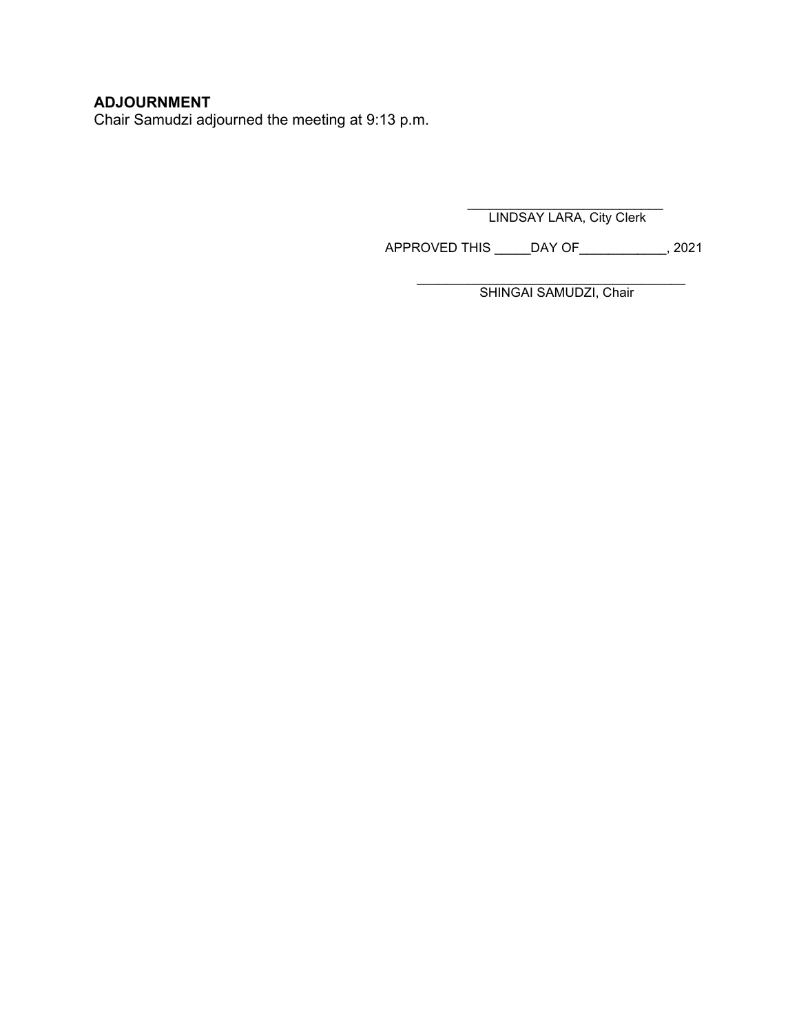**ADJOURNMENT**
Chair Samudzi adjourned the meeting at 9:13 p.m.

\_\_\_\_\_\_\_\_\_\_\_\_\_\_\_\_\_\_\_\_\_\_\_\_\_\_\_
LINDSAY LARA, City Clerk

APPROVED THIS \_\_\_\_\_DAY OF\_\_\_\_\_\_\_\_\_\_\_\_, 2021

\_\_\_\_\_\_\_\_\_\_\_\_\_\_\_\_\_\_\_\_\_\_\_\_\_\_\_\_\_\_\_\_\_\_\_\_\_\_
SHINGAI SAMUDZI, Chair